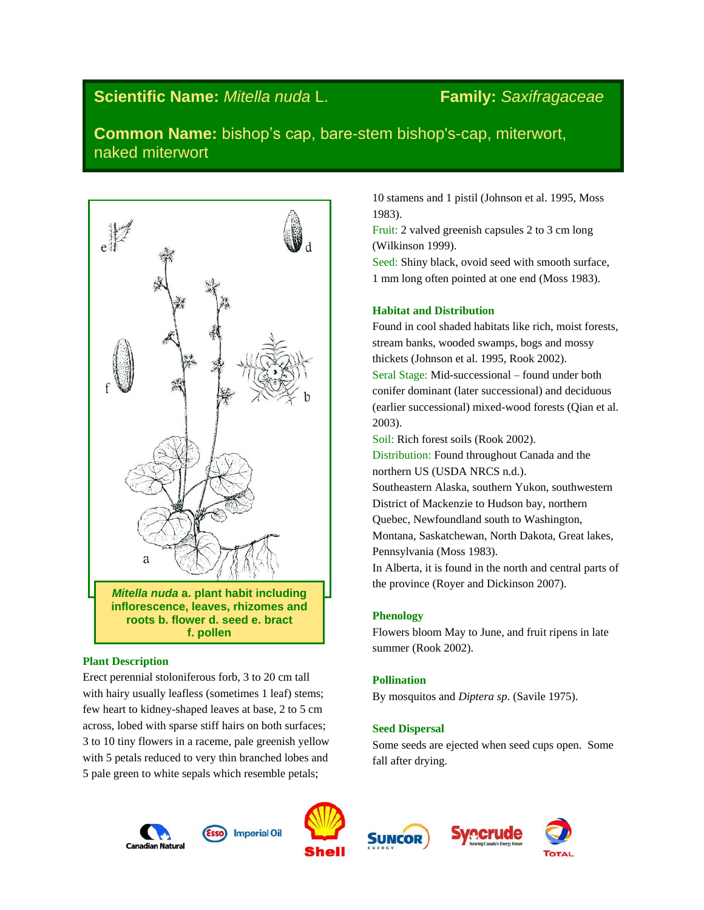# Scientific Name: *Mitella nuda* L. Family: *Saxifragaceae*

## Common Name: bishop's cap, bare-stem bishop's-cap, miterwort, naked miterwort

***Mitella nuda*** **a. plant habit including inflorescence, leaves, rhizomes and roots b. flower d. seed e. bract f. pollen**

### Plant Description

Erect perennial stoloniferous forb, 3 to 20 cm tall with hairy usually leafless (sometimes 1 leaf) stems; few heart to kidney-shaped leaves at base, 2 to 5 cm across, lobed with sparse stiff hairs on both surfaces; 3 to 10 tiny flowers in a raceme, pale greenish yellow with 5 petals reduced to very thin branched lobes and 5 pale green to white sepals which resemble petals; 10 stamens and 1 pistil (Johnson et al. 1995, Moss 1983).

Fruit: 2 valved greenish capsules 2 to 3 cm long (Wilkinson 1999).

Seed: Shiny black, ovoid seed with smooth surface, 1 mm long often pointed at one end (Moss 1983).

### Habitat and Distribution

Found in cool shaded habitats like rich, moist forests, stream banks, wooded swamps, bogs and mossy thickets (Johnson et al. 1995, Rook 2002).

Seral Stage: Mid-successional – found under both conifer dominant (later successional) and deciduous (earlier successional) mixed-wood forests (Qian et al. 2003).

Soil: Rich forest soils (Rook 2002).

Distribution: Found throughout Canada and the northern US (USDA NRCS n.d.).

Southeastern Alaska, southern Yukon, southwestern District of Mackenzie to Hudson bay, northern Quebec, Newfoundland south to Washington, Montana, Saskatchewan, North Dakota, Great lakes, Pennsylvania (Moss 1983).

In Alberta, it is found in the north and central parts of the province (Royer and Dickinson 2007).

### Phenology

Flowers bloom May to June, and fruit ripens in late summer (Rook 2002).

### Pollination

By mosquitos and *Diptera sp*. (Savile 1975).

### Seed Dispersal

Some seeds are ejected when seed cups open. Some fall after drying.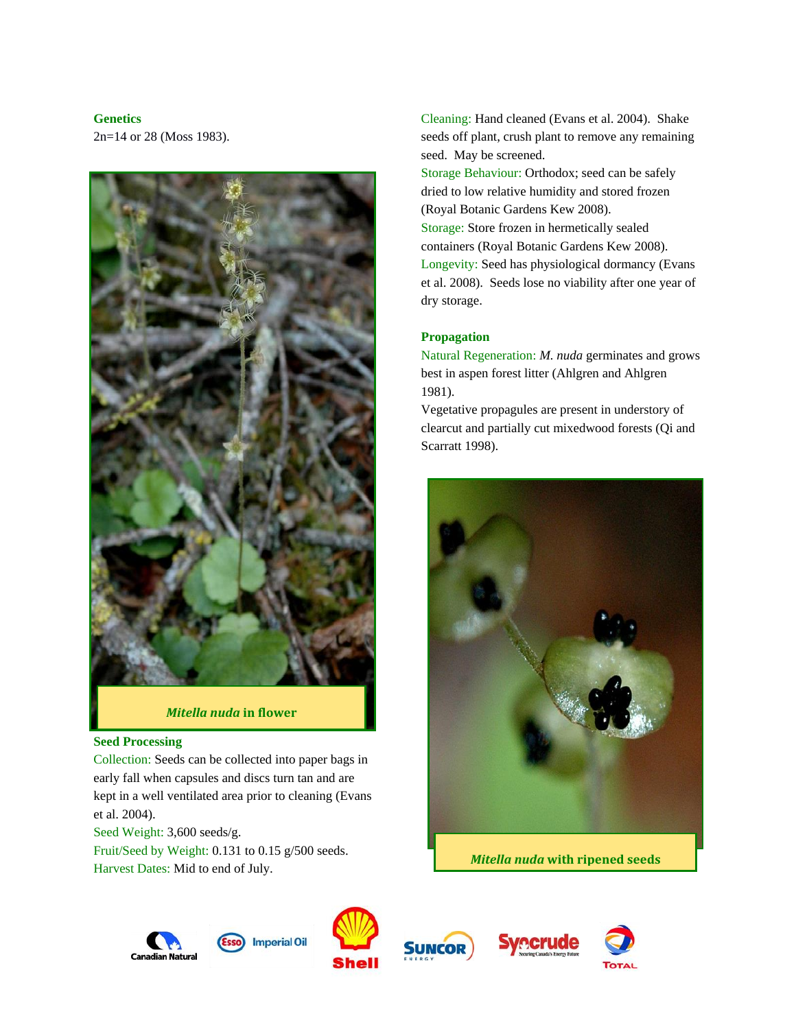**Genetics**

2n=14 or 28 (Moss 1983).

*Mitella nuda* in flower

**Seed Processing**

Collection: Seeds can be collected into paper bags in early fall when capsules and discs turn tan and are kept in a well ventilated area prior to cleaning (Evans et al. 2004).

Seed Weight: 3,600 seeds/g.

Fruit/Seed by Weight: 0.131 to 0.15 g/500 seeds.

Harvest Dates: Mid to end of July.

Cleaning: Hand cleaned (Evans et al. 2004). Shake seeds off plant, crush plant to remove any remaining seed. May be screened.

Storage Behaviour: Orthodox; seed can be safely dried to low relative humidity and stored frozen (Royal Botanic Gardens Kew 2008).

Storage: Store frozen in hermetically sealed containers (Royal Botanic Gardens Kew 2008).

Longevity: Seed has physiological dormancy (Evans et al. 2008). Seeds lose no viability after one year of dry storage.

**Propagation**

Natural Regeneration: *M. nuda* germinates and grows best in aspen forest litter (Ahlgren and Ahlgren 1981).

Vegetative propagules are present in understory of clearcut and partially cut mixedwood forests (Qi and Scarratt 1998).

*Mitella nuda* with ripened seeds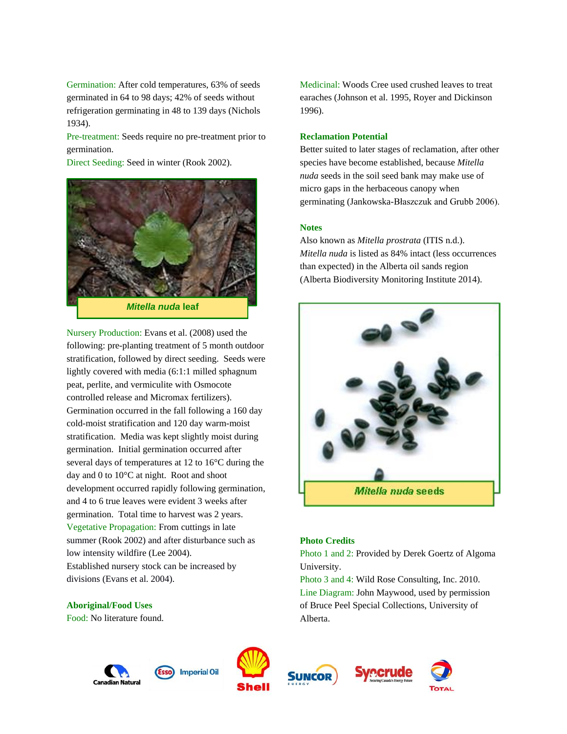Germination: After cold temperatures, 63% of seeds germinated in 64 to 98 days; 42% of seeds without refrigeration germinating in 48 to 139 days (Nichols 1934).

Pre-treatment: Seeds require no pre-treatment prior to germination.

Direct Seeding: Seed in winter (Rook 2002).

*Mitella nuda* leaf

Nursery Production: Evans et al. (2008) used the following: pre-planting treatment of 5 month outdoor stratification, followed by direct seeding. Seeds were lightly covered with media (6:1:1 milled sphagnum peat, perlite, and vermiculite with Osmocote controlled release and Micromax fertilizers). Germination occurred in the fall following a 160 day cold-moist stratification and 120 day warm-moist stratification. Media was kept slightly moist during germination. Initial germination occurred after several days of temperatures at 12 to 16°C during the day and 0 to 10°C at night. Root and shoot development occurred rapidly following germination, and 4 to 6 true leaves were evident 3 weeks after germination. Total time to harvest was 2 years.

Vegetative Propagation: From cuttings in late summer (Rook 2002) and after disturbance such as low intensity wildfire (Lee 2004).

Established nursery stock can be increased by divisions (Evans et al. 2004).

**Aboriginal/Food Uses**

Food: No literature found.

Medicinal: Woods Cree used crushed leaves to treat earaches (Johnson et al. 1995, Royer and Dickinson 1996).

**Reclamation Potential**

Better suited to later stages of reclamation, after other species have become established, because *Mitella nuda* seeds in the soil seed bank may make use of micro gaps in the herbaceous canopy when germinating (Jankowska-Błaszczuk and Grubb 2006).

**Notes**

Also known as *Mitella prostrata* (ITIS n.d.).

*Mitella nuda* is listed as 84% intact (less occurrences than expected) in the Alberta oil sands region (Alberta Biodiversity Monitoring Institute 2014).

*Mitella nuda* seeds

**Photo Credits**

Photo 1 and 2: Provided by Derek Goertz of Algoma University.

Photo 3 and 4: Wild Rose Consulting, Inc. 2010.

Line Diagram: John Maywood, used by permission of Bruce Peel Special Collections, University of Alberta.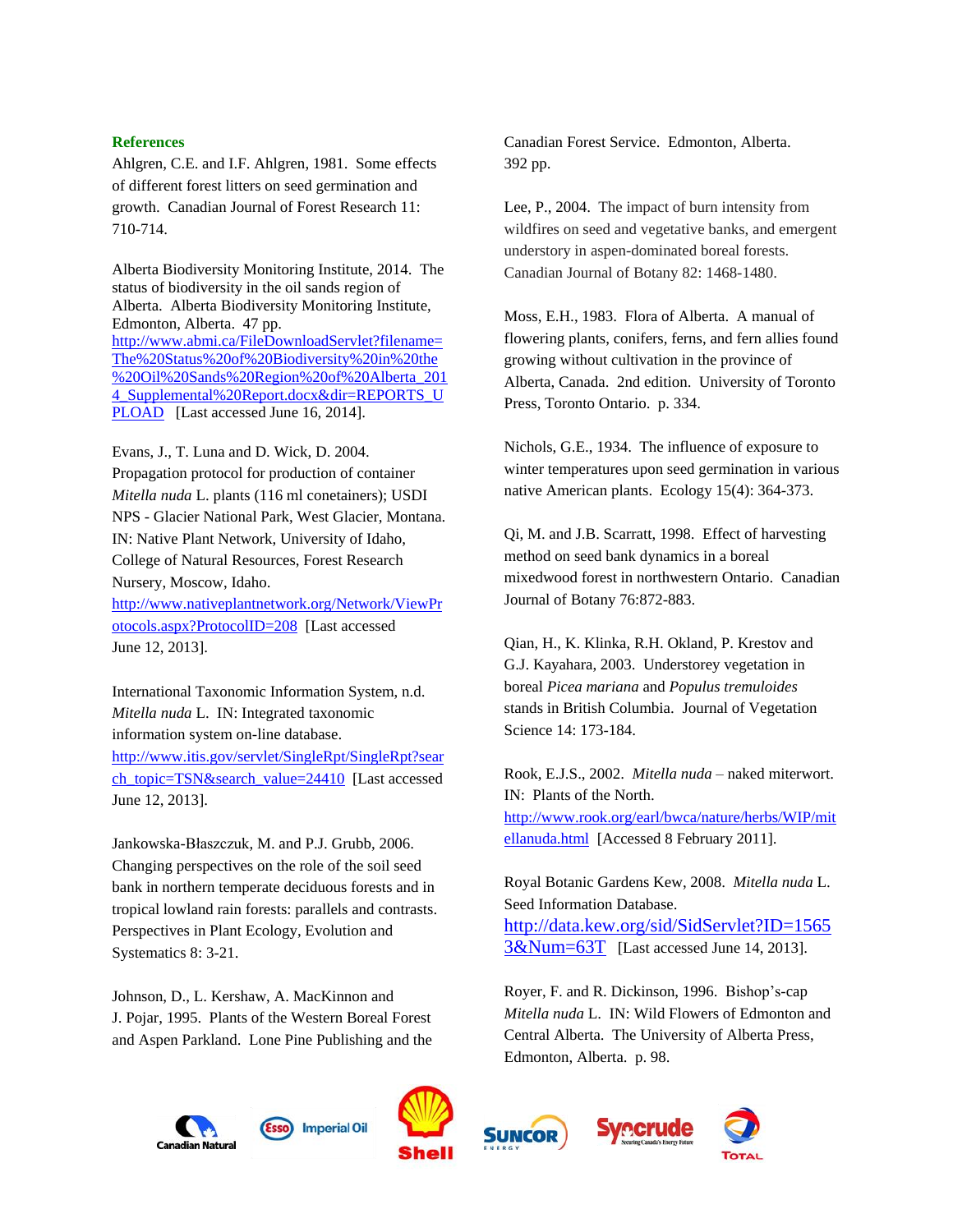## References

Ahlgren, C.E. and I.F. Ahlgren, 1981. Some effects of different forest litters on seed germination and growth. Canadian Journal of Forest Research 11: 710-714.

Alberta Biodiversity Monitoring Institute, 2014. The status of biodiversity in the oil sands region of Alberta. Alberta Biodiversity Monitoring Institute, Edmonton, Alberta. 47 pp. http://www.abmi.ca/FileDownloadServlet?filename=The%20Status%20of%20Biodiversity%20in%20the%20Oil%20Sands%20Region%20of%20Alberta_2014_Supplemental%20Report.docx&dir=REPORTS_UPLOAD [Last accessed June 16, 2014].

Evans, J., T. Luna and D. Wick, D. 2004. Propagation protocol for production of container *Mitella nuda* L. plants (116 ml conetainers); USDI NPS - Glacier National Park, West Glacier, Montana. IN: Native Plant Network, University of Idaho, College of Natural Resources, Forest Research Nursery, Moscow, Idaho. http://www.nativeplantnetwork.org/Network/ViewProtocols.aspx?ProtocolID=208 [Last accessed June 12, 2013].

International Taxonomic Information System, n.d. *Mitella nuda* L. IN: Integrated taxonomic information system on-line database. http://www.itis.gov/servlet/SingleRpt/SingleRpt?search_topic=TSN&search_value=24410 [Last accessed June 12, 2013].

Jankowska-Błaszczuk, M. and P.J. Grubb, 2006. Changing perspectives on the role of the soil seed bank in northern temperate deciduous forests and in tropical lowland rain forests: parallels and contrasts. Perspectives in Plant Ecology, Evolution and Systematics 8: 3-21.

Johnson, D., L. Kershaw, A. MacKinnon and J. Pojar, 1995. Plants of the Western Boreal Forest and Aspen Parkland. Lone Pine Publishing and the Canadian Forest Service. Edmonton, Alberta. 392 pp.

Lee, P., 2004. The impact of burn intensity from wildfires on seed and vegetative banks, and emergent understory in aspen-dominated boreal forests. Canadian Journal of Botany 82: 1468-1480.

Moss, E.H., 1983. Flora of Alberta. A manual of flowering plants, conifers, ferns, and fern allies found growing without cultivation in the province of Alberta, Canada. 2nd edition. University of Toronto Press, Toronto Ontario. p. 334.

Nichols, G.E., 1934. The influence of exposure to winter temperatures upon seed germination in various native American plants. Ecology 15(4): 364-373.

Qi, M. and J.B. Scarratt, 1998. Effect of harvesting method on seed bank dynamics in a boreal mixedwood forest in northwestern Ontario. Canadian Journal of Botany 76:872-883.

Qian, H., K. Klinka, R.H. Okland, P. Krestov and G.J. Kayahara, 2003. Understorey vegetation in boreal *Picea mariana* and *Populus tremuloides* stands in British Columbia. Journal of Vegetation Science 14: 173-184.

Rook, E.J.S., 2002. *Mitella nuda* – naked miterwort. IN: Plants of the North. http://www.rook.org/earl/bwca/nature/herbs/WIP/mitellanuda.html [Accessed 8 February 2011].

Royal Botanic Gardens Kew, 2008. *Mitella nuda* L. Seed Information Database. http://data.kew.org/sid/SidServlet?ID=15653&Num=63T [Last accessed June 14, 2013].

Royer, F. and R. Dickinson, 1996. Bishop's-cap *Mitella nuda* L. IN: Wild Flowers of Edmonton and Central Alberta. The University of Alberta Press, Edmonton, Alberta. p. 98.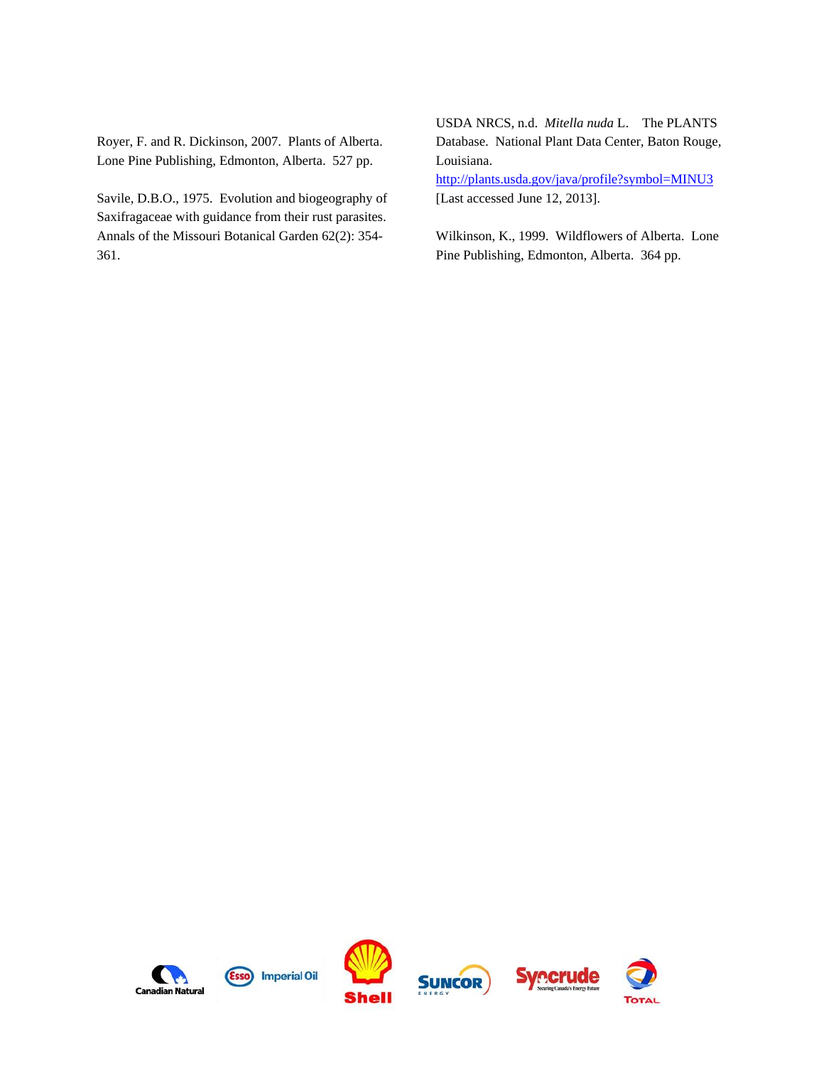Royer, F. and R. Dickinson, 2007. Plants of Alberta. Lone Pine Publishing, Edmonton, Alberta. 527 pp.

Savile, D.B.O., 1975. Evolution and biogeography of Saxifragaceae with guidance from their rust parasites. Annals of the Missouri Botanical Garden 62(2): 354-361.

USDA NRCS, n.d. *Mitella nuda* L. The PLANTS Database. National Plant Data Center, Baton Rouge, Louisiana. http://plants.usda.gov/java/profile?symbol=MINU3 [Last accessed June 12, 2013].

Wilkinson, K., 1999. Wildflowers of Alberta. Lone Pine Publishing, Edmonton, Alberta. 364 pp.